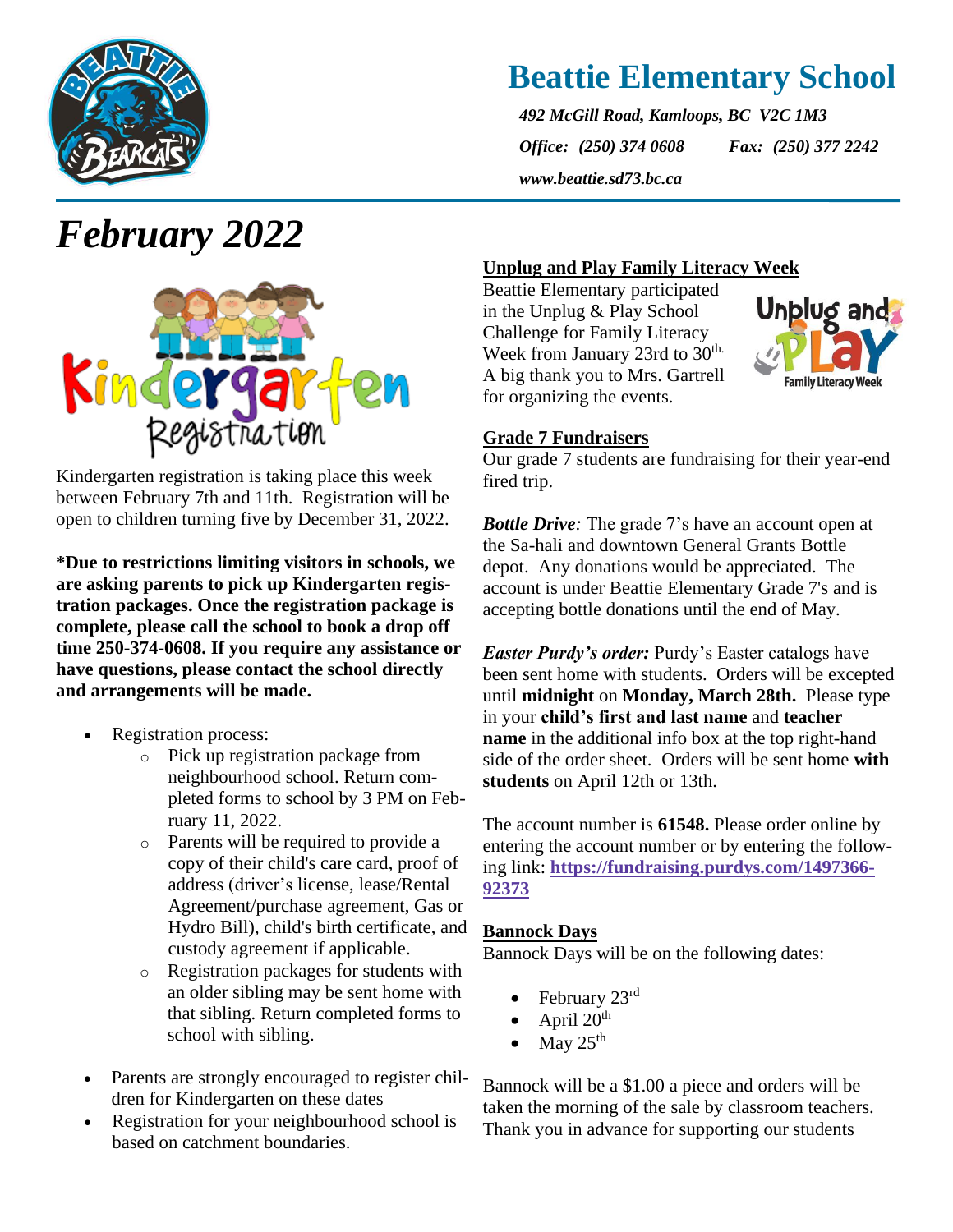# Beattie Elementary School

*492 McGill Road, Kamloops, BC V2C 1M3*

*Office: (250) 374 0608* *Fax: (250) 377 2242*

*www.beattie.sd73.bc.ca*

# *February 2022*

## Kindergarten Registration

Kindergarten registration is taking place this week between February 7th and 11th. Registration will be open to children turning five by December 31, 2022.

**\*Due to restrictions limiting visitors in schools, we are asking parents to pick up Kindergarten registration packages. Once the registration package is complete, please call the school to book a drop off time 250-374-0608. If you require any assistance or have questions, please contact the school directly and arrangements will be made.**

- Registration process:
  - Pick up registration package from neighbourhood school. Return completed forms to school by 3 PM on February 11, 2022.
  - Parents will be required to provide a copy of their child's care card, proof of address (driver's license, lease/Rental Agreement/purchase agreement, Gas or Hydro Bill), child's birth certificate, and custody agreement if applicable.
  - Registration packages for students with an older sibling may be sent home with that sibling. Return completed forms to school with sibling.
- Parents are strongly encouraged to register children for Kindergarten on these dates
- Registration for your neighbourhood school is based on catchment boundaries.

## Unplug and Play Family Literacy Week

Beattie Elementary participated in the Unplug & Play School Challenge for Family Literacy Week from January 23rd to 30th. A big thank you to Mrs. Gartrell for organizing the events.

## Grade 7 Fundraisers

Our grade 7 students are fundraising for their year-end fired trip.

***Bottle Drive:*** The grade 7's have an account open at the Sa-hali and downtown General Grants Bottle depot. Any donations would be appreciated. The account is under Beattie Elementary Grade 7's and is accepting bottle donations until the end of May.

***Easter Purdy's order:*** Purdy's Easter catalogs have been sent home with students. Orders will be excepted until **midnight** on **Monday, March 28th.** Please type in your **child's first and last name** and **teacher name** in the additional info box at the top right-hand side of the order sheet. Orders will be sent home **with students** on April 12th or 13th.

The account number is **61548.** Please order online by entering the account number or by entering the following link: **https://fundraising.purdys.com/1497366-92373**

## Bannock Days

Bannock Days will be on the following dates:

- February 23rd
- April 20th
- May 25th

Bannock will be a $1.00 a piece and orders will be taken the morning of the sale by classroom teachers. Thank you in advance for supporting our students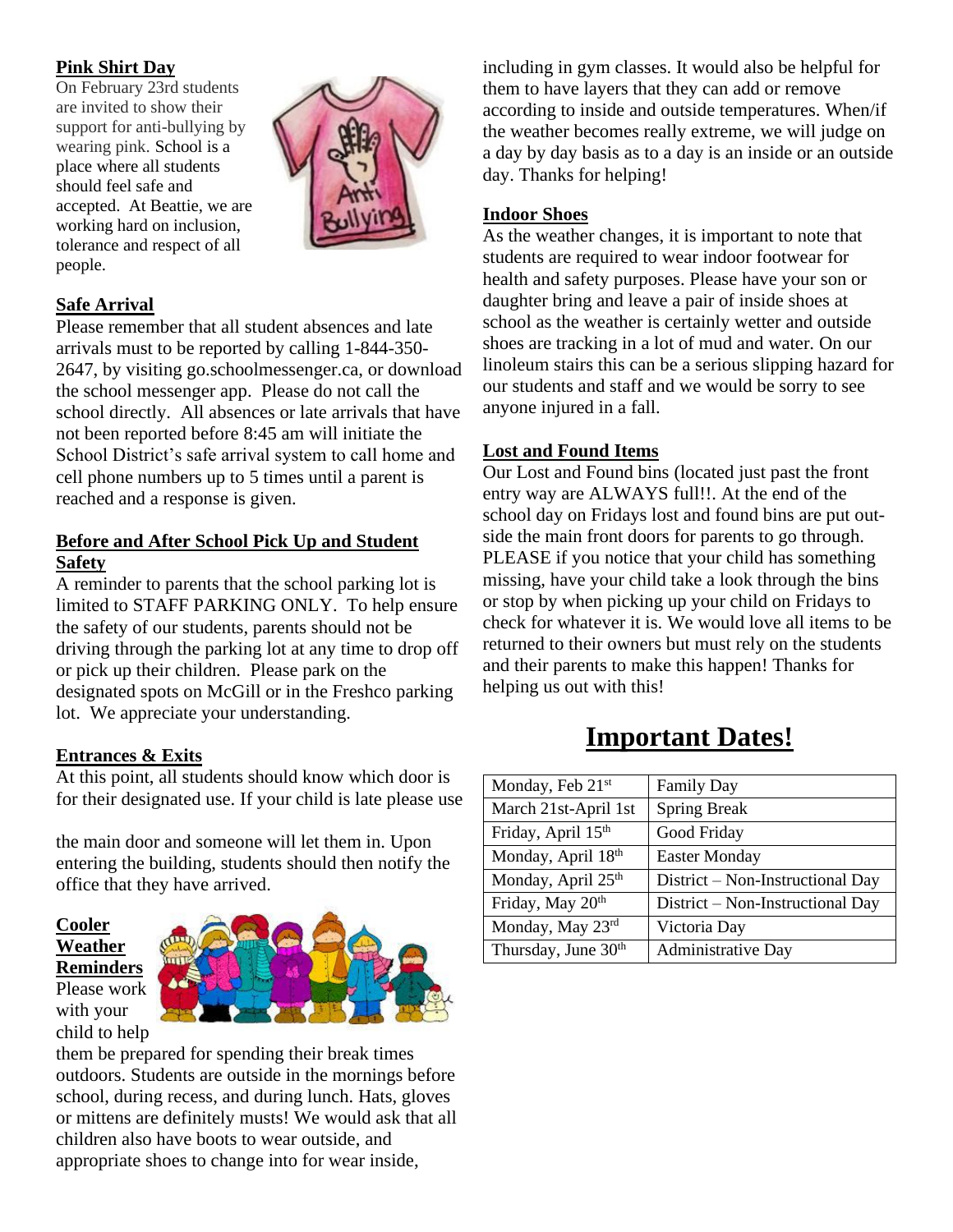### Pink Shirt Day

On February 23rd students are invited to show their support for anti-bullying by wearing pink. School is a place where all students should feel safe and accepted. At Beattie, we are working hard on inclusion, tolerance and respect of all people.

### Safe Arrival

Please remember that all student absences and late arrivals must to be reported by calling 1-844-350-2647, by visiting go.schoolmessenger.ca, or download the school messenger app. Please do not call the school directly. All absences or late arrivals that have not been reported before 8:45 am will initiate the School District's safe arrival system to call home and cell phone numbers up to 5 times until a parent is reached and a response is given.

### Before and After School Pick Up and Student Safety

A reminder to parents that the school parking lot is limited to STAFF PARKING ONLY. To help ensure the safety of our students, parents should not be driving through the parking lot at any time to drop off or pick up their children. Please park on the designated spots on McGill or in the Freshco parking lot. We appreciate your understanding.

### Entrances & Exits

At this point, all students should know which door is for their designated use. If your child is late please use the main door and someone will let them in. Upon entering the building, students should then notify the office that they have arrived.

### Cooler Weather Reminders

Please work with your child to help them be prepared for spending their break times outdoors. Students are outside in the mornings before school, during recess, and during lunch. Hats, gloves or mittens are definitely musts! We would ask that all children also have boots to wear outside, and appropriate shoes to change into for wear inside, including in gym classes. It would also be helpful for them to have layers that they can add or remove according to inside and outside temperatures. When/if the weather becomes really extreme, we will judge on a day by day basis as to a day is an inside or an outside day. Thanks for helping!

### Indoor Shoes

As the weather changes, it is important to note that students are required to wear indoor footwear for health and safety purposes. Please have your son or daughter bring and leave a pair of inside shoes at school as the weather is certainly wetter and outside shoes are tracking in a lot of mud and water. On our linoleum stairs this can be a serious slipping hazard for our students and staff and we would be sorry to see anyone injured in a fall.

### Lost and Found Items

Our Lost and Found bins (located just past the front entry way are ALWAYS full!!. At the end of the school day on Fridays lost and found bins are put outside the main front doors for parents to go through. PLEASE if you notice that your child has something missing, have your child take a look through the bins or stop by when picking up your child on Fridays to check for whatever it is. We would love all items to be returned to their owners but must rely on the students and their parents to make this happen! Thanks for helping us out with this!

## Important Dates!

| | |
|---|---|
| Monday, Feb 21st | Family Day |
| March 21st-April 1st | Spring Break |
| Friday, April 15th | Good Friday |
| Monday, April 18th | Easter Monday |
| Monday, April 25th | District – Non-Instructional Day |
| Friday, May 20th | District – Non-Instructional Day |
| Monday, May 23rd | Victoria Day |
| Thursday, June 30th | Administrative Day |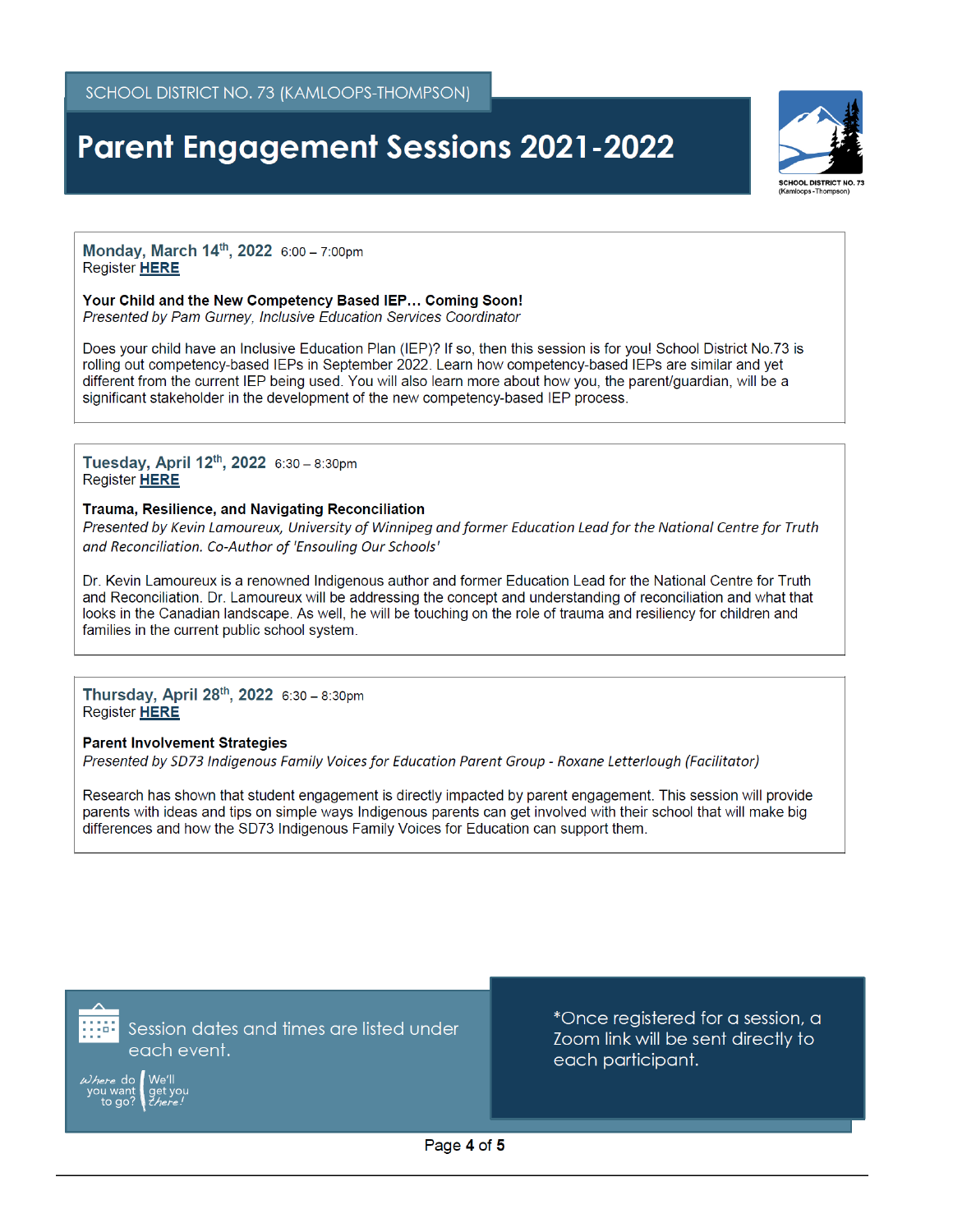SCHOOL DISTRICT NO. 73 (KAMLOOPS-THOMPSON)

# Parent Engagement Sessions 2021-2022

**Monday, March 14th, 2022** 6:00 – 7:00pm
Register **HERE**

**Your Child and the New Competency Based IEP… Coming Soon!**
*Presented by Pam Gurney, Inclusive Education Services Coordinator*

Does your child have an Inclusive Education Plan (IEP)? If so, then this session is for you! School District No.73 is rolling out competency-based IEPs in September 2022. Learn how competency-based IEPs are similar and yet different from the current IEP being used. You will also learn more about how you, the parent/guardian, will be a significant stakeholder in the development of the new competency-based IEP process.

---

**Tuesday, April 12th, 2022** 6:30 – 8:30pm
Register **HERE**

**Trauma, Resilience, and Navigating Reconciliation**
*Presented by Kevin Lamoureux, University of Winnipeg and former Education Lead for the National Centre for Truth and Reconciliation. Co-Author of 'Ensouling Our Schools'*

Dr. Kevin Lamoureux is a renowned Indigenous author and former Education Lead for the National Centre for Truth and Reconciliation. Dr. Lamoureux will be addressing the concept and understanding of reconciliation and what that looks in the Canadian landscape. As well, he will be touching on the role of trauma and resiliency for children and families in the current public school system.

---

**Thursday, April 28th, 2022** 6:30 – 8:30pm
Register **HERE**

**Parent Involvement Strategies**
*Presented by SD73 Indigenous Family Voices for Education Parent Group - Roxane Letterlough (Facilitator)*

Research has shown that student engagement is directly impacted by parent engagement. This session will provide parents with ideas and tips on simple ways Indigenous parents can get involved with their school that will make big differences and how the SD73 Indigenous Family Voices for Education can support them.

---

Session dates and times are listed under each event.

Where do you want to go? We'll get you there!

*Once registered for a session, a Zoom link will be sent directly to each participant.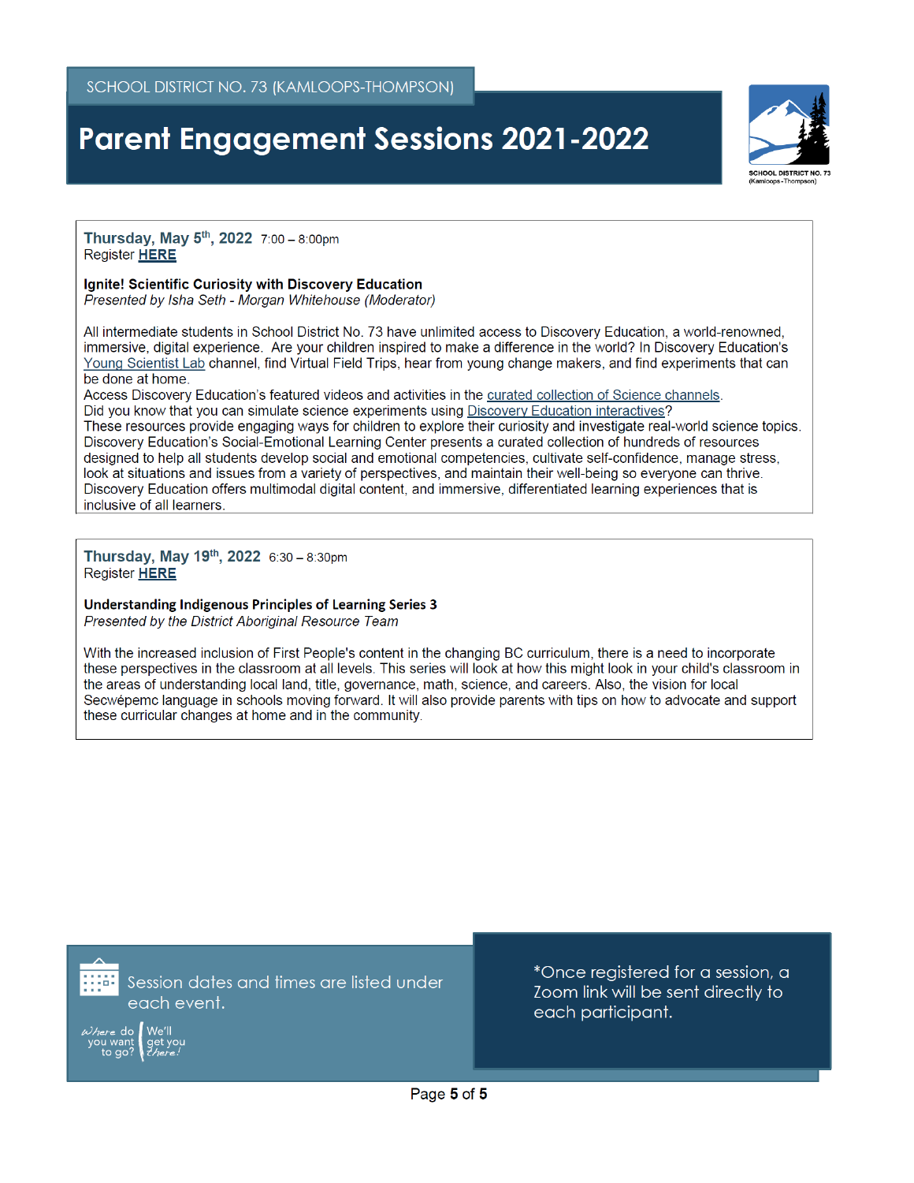SCHOOL DISTRICT NO. 73 (KAMLOOPS-THOMPSON)

# Parent Engagement Sessions 2021-2022

**Thursday, May 5th, 2022** 7:00 – 8:00pm
Register **HERE**

### Ignite! Scientific Curiosity with Discovery Education

*Presented by Isha Seth - Morgan Whitehouse (Moderator)*

All intermediate students in School District No. 73 have unlimited access to Discovery Education, a world-renowned, immersive, digital experience. Are your children inspired to make a difference in the world? In Discovery Education's Young Scientist Lab channel, find Virtual Field Trips, hear from young change makers, and find experiments that can be done at home.
Access Discovery Education's featured videos and activities in the curated collection of Science channels.
Did you know that you can simulate science experiments using Discovery Education interactives?
These resources provide engaging ways for children to explore their curiosity and investigate real-world science topics.
Discovery Education's Social-Emotional Learning Center presents a curated collection of hundreds of resources designed to help all students develop social and emotional competencies, cultivate self-confidence, manage stress, look at situations and issues from a variety of perspectives, and maintain their well-being so everyone can thrive.
Discovery Education offers multimodal digital content, and immersive, differentiated learning experiences that is inclusive of all learners.

**Thursday, May 19th, 2022** 6:30 – 8:30pm
Register **HERE**

### Understanding Indigenous Principles of Learning Series 3

*Presented by the District Aboriginal Resource Team*

With the increased inclusion of First People's content in the changing BC curriculum, there is a need to incorporate these perspectives in the classroom at all levels. This series will look at how this might look in your child's classroom in the areas of understanding local land, title, governance, math, science, and careers. Also, the vision for local Secwépemc language in schools moving forward. It will also provide parents with tips on how to advocate and support these curricular changes at home and in the community.

Session dates and times are listed under each event.

Where do you want to go? We'll get you there!

*Once registered for a session, a Zoom link will be sent directly to each participant.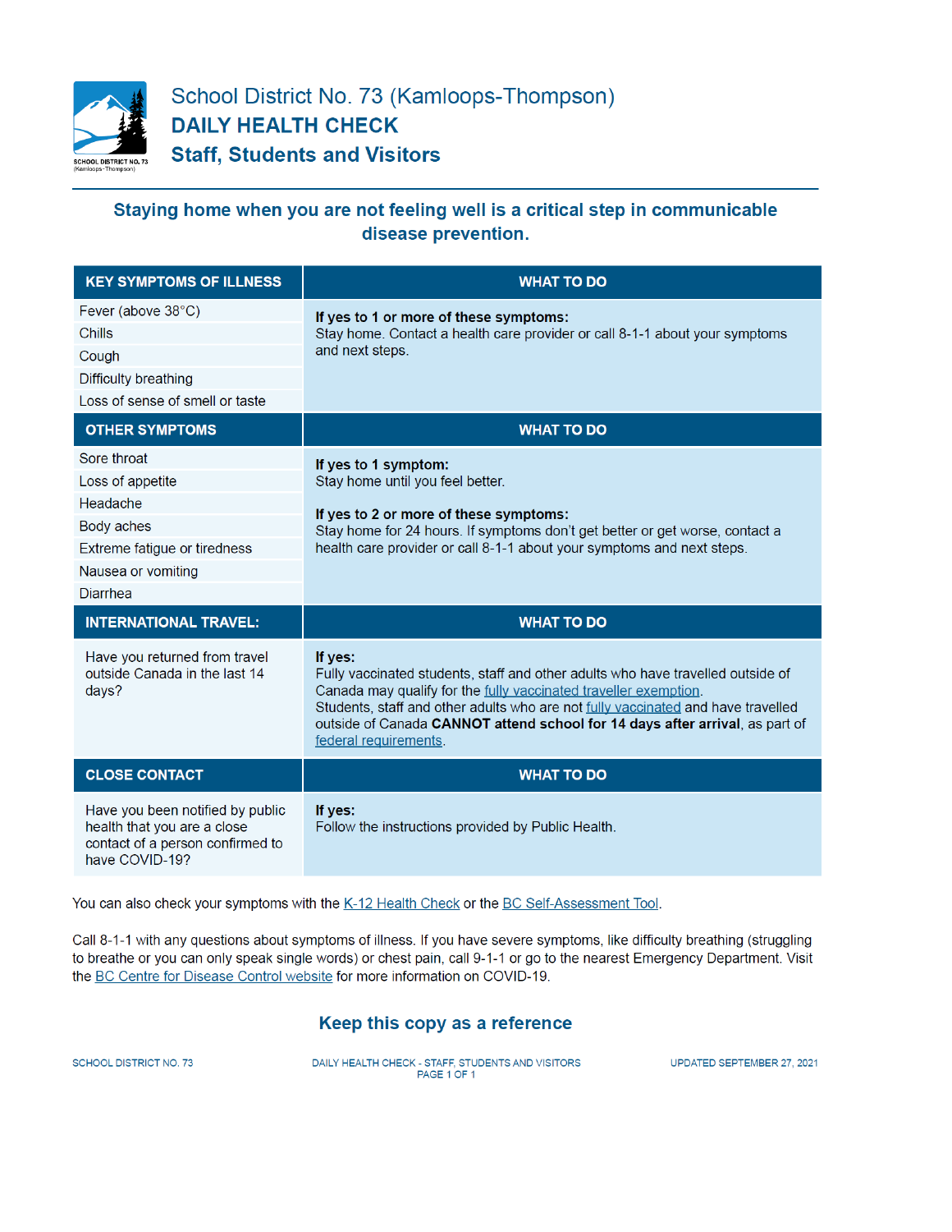# School District No. 73 (Kamloops-Thompson)

## DAILY HEALTH CHECK

## Staff, Students and Visitors

### Staying home when you are not feeling well is a critical step in communicable disease prevention.

| KEY SYMPTOMS OF ILLNESS | WHAT TO DO |
|---|---|
| Fever (above 38°C)<br>Chills<br>Cough<br>Difficulty breathing<br>Loss of sense of smell or taste | **If yes to 1 or more of these symptoms:**<br>Stay home. Contact a health care provider or call 8-1-1 about your symptoms and next steps. |
| **OTHER SYMPTOMS** | **WHAT TO DO** |
| Sore throat<br>Loss of appetite<br>Headache<br>Body aches<br>Extreme fatigue or tiredness<br>Nausea or vomiting<br>Diarrhea | **If yes to 1 symptom:**<br>Stay home until you feel better.<br><br>**If yes to 2 or more of these symptoms:**<br>Stay home for 24 hours. If symptoms don't get better or get worse, contact a health care provider or call 8-1-1 about your symptoms and next steps. |
| **INTERNATIONAL TRAVEL:** | **WHAT TO DO** |
| Have you returned from travel outside Canada in the last 14 days? | **If yes:**<br>Fully vaccinated students, staff and other adults who have travelled outside of Canada may qualify for the fully vaccinated traveller exemption.<br>Students, staff and other adults who are not fully vaccinated and have travelled outside of Canada **CANNOT attend school for 14 days after arrival**, as part of federal requirements. |
| **CLOSE CONTACT** | **WHAT TO DO** |
| Have you been notified by public health that you are a close contact of a person confirmed to have COVID-19? | **If yes:**<br>Follow the instructions provided by Public Health. |

You can also check your symptoms with the K-12 Health Check or the BC Self-Assessment Tool.

Call 8-1-1 with any questions about symptoms of illness. If you have severe symptoms, like difficulty breathing (struggling to breathe or you can only speak single words) or chest pain, call 9-1-1 or go to the nearest Emergency Department. Visit the BC Centre for Disease Control website for more information on COVID-19.

### Keep this copy as a reference

UPDATED SEPTEMBER 27, 2021